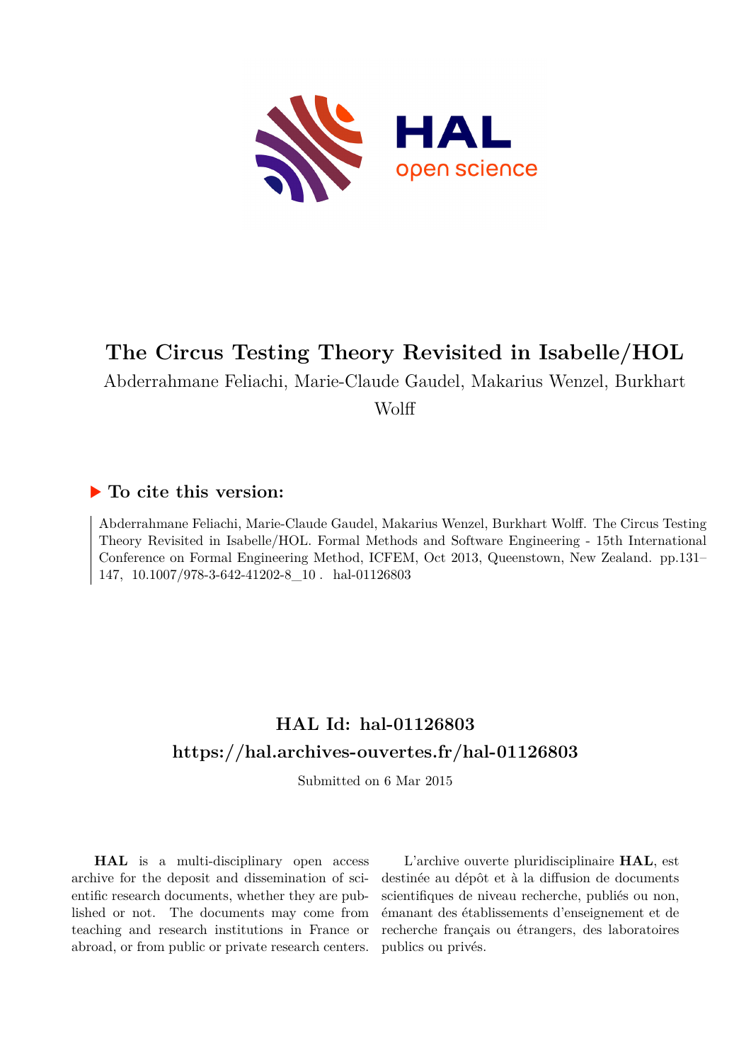# The Circus Testing Theory Revisited in Isabelle/HOL

Abderrahmane Feliachi, Marie-Claude Gaudel, Makarius Wenzel, Burkhart Wolff

## ▶ To cite this version:

Abderrahmane Feliachi, Marie-Claude Gaudel, Makarius Wenzel, Burkhart Wolff. The Circus Testing Theory Revisited in Isabelle/HOL. Formal Methods and Software Engineering - 15th International Conference on Formal Engineering Method, ICFEM, Oct 2013, Queenstown, New Zealand. pp.131–147, 10.1007/978-3-642-41202-8_10 . hal-01126803

## HAL Id: hal-01126803

## https://hal.archives-ouvertes.fr/hal-01126803

Submitted on 6 Mar 2015

**HAL** is a multi-disciplinary open access archive for the deposit and dissemination of scientific research documents, whether they are published or not. The documents may come from teaching and research institutions in France or abroad, or from public or private research centers.

L'archive ouverte pluridisciplinaire **HAL**, est destinée au dépôt et à la diffusion de documents scientifiques de niveau recherche, publiés ou non, émanant des établissements d'enseignement et de recherche français ou étrangers, des laboratoires publics ou privés.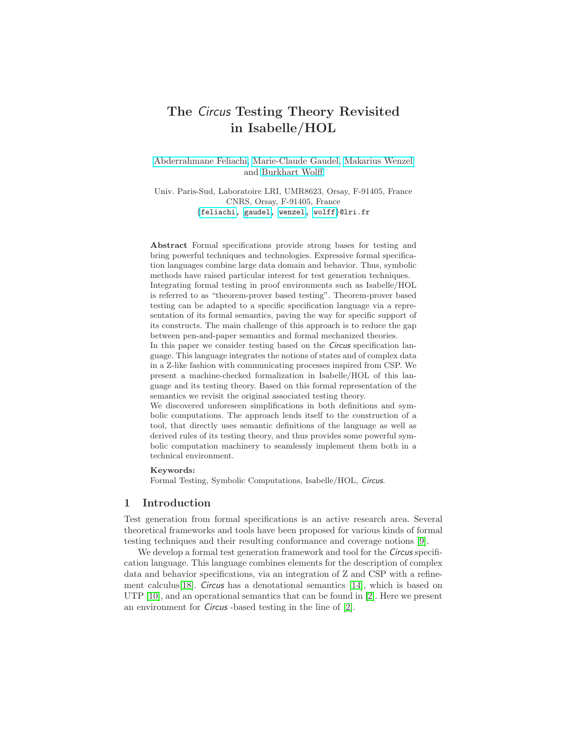# The *Circus* Testing Theory Revisited in Isabelle/HOL

Abderrahmane Feliachi, Marie-Claude Gaudel, Makarius Wenzel and Burkhart Wolff

Univ. Paris-Sud, Laboratoire LRI, UMR8623, Orsay, F-91405, France
CNRS, Orsay, F-91405, France
{feliachi, gaudel, wenzel, wolff}@lri.fr

**Abstract** Formal specifications provide strong bases for testing and bring powerful techniques and technologies. Expressive formal specification languages combine large data domain and behavior. Thus, symbolic methods have raised particular interest for test generation techniques. Integrating formal testing in proof environments such as Isabelle/HOL is referred to as "theorem-prover based testing". Theorem-prover based testing can be adapted to a specific specification language via a representation of its formal semantics, paving the way for specific support of its constructs. The main challenge of this approach is to reduce the gap between pen-and-paper semantics and formal mechanized theories.
In this paper we consider testing based on the *Circus* specification language. This language integrates the notions of states and of complex data in a Z-like fashion with communicating processes inspired from CSP. We present a machine-checked formalization in Isabelle/HOL of this language and its testing theory. Based on this formal representation of the semantics we revisit the original associated testing theory.
We discovered unforeseen simplifications in both definitions and symbolic computations. The approach lends itself to the construction of a tool, that directly uses semantic definitions of the language as well as derived rules of its testing theory, and thus provides some powerful symbolic computation machinery to seamlessly implement them both in a technical environment.

**Keywords:**
Formal Testing, Symbolic Computations, Isabelle/HOL, *Circus*.

## 1 Introduction

Test generation from formal specifications is an active research area. Several theoretical frameworks and tools have been proposed for various kinds of formal testing techniques and their resulting conformance and coverage notions [9].

We develop a formal test generation framework and tool for the *Circus* specification language. This language combines elements for the description of complex data and behavior specifications, via an integration of Z and CSP with a refinement calculus[18]. *Circus* has a denotational semantics [14], which is based on UTP [10], and an operational semantics that can be found in [2]. Here we present an environment for *Circus* -based testing in the line of [2].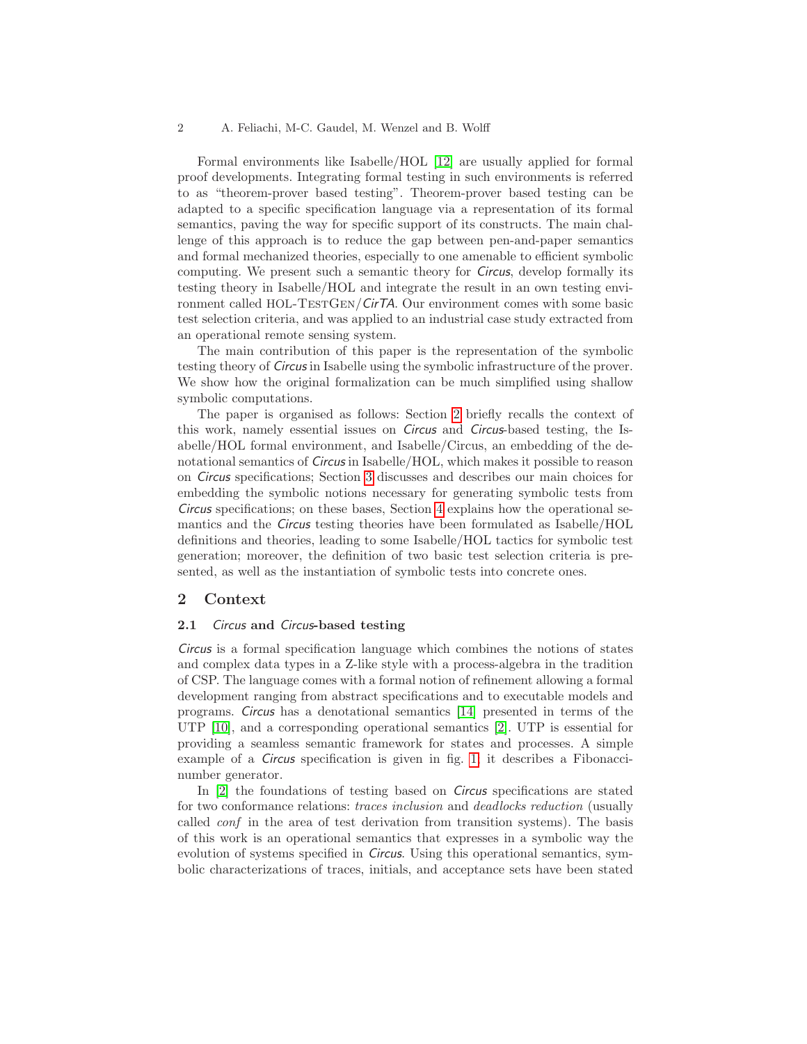Formal environments like Isabelle/HOL [12] are usually applied for formal proof developments. Integrating formal testing in such environments is referred to as "theorem-prover based testing". Theorem-prover based testing can be adapted to a specific specification language via a representation of its formal semantics, paving the way for specific support of its constructs. The main challenge of this approach is to reduce the gap between pen-and-paper semantics and formal mechanized theories, especially to one amenable to efficient symbolic computing. We present such a semantic theory for *Circus*, develop formally its testing theory in Isabelle/HOL and integrate the result in an own testing environment called HOL-TestGen/*CirTA*. Our environment comes with some basic test selection criteria, and was applied to an industrial case study extracted from an operational remote sensing system.

The main contribution of this paper is the representation of the symbolic testing theory of *Circus* in Isabelle using the symbolic infrastructure of the prover. We show how the original formalization can be much simplified using shallow symbolic computations.

The paper is organised as follows: Section 2 briefly recalls the context of this work, namely essential issues on *Circus* and *Circus*-based testing, the Isabelle/HOL formal environment, and Isabelle/Circus, an embedding of the denotational semantics of *Circus* in Isabelle/HOL, which makes it possible to reason on *Circus* specifications; Section 3 discusses and describes our main choices for embedding the symbolic notions necessary for generating symbolic tests from *Circus* specifications; on these bases, Section 4 explains how the operational semantics and the *Circus* testing theories have been formulated as Isabelle/HOL definitions and theories, leading to some Isabelle/HOL tactics for symbolic test generation; moreover, the definition of two basic test selection criteria is presented, as well as the instantiation of symbolic tests into concrete ones.

## 2 Context

### 2.1 *Circus* and *Circus*-based testing

*Circus* is a formal specification language which combines the notions of states and complex data types in a Z-like style with a process-algebra in the tradition of CSP. The language comes with a formal notion of refinement allowing a formal development ranging from abstract specifications and to executable models and programs. *Circus* has a denotational semantics [14] presented in terms of the UTP [10], and a corresponding operational semantics [2]. UTP is essential for providing a seamless semantic framework for states and processes. A simple example of a *Circus* specification is given in fig. 1; it describes a Fibonacci-number generator.

In [2] the foundations of testing based on *Circus* specifications are stated for two conformance relations: *traces inclusion* and *deadlocks reduction* (usually called *conf* in the area of test derivation from transition systems). The basis of this work is an operational semantics that expresses in a symbolic way the evolution of systems specified in *Circus*. Using this operational semantics, symbolic characterizations of traces, initials, and acceptance sets have been stated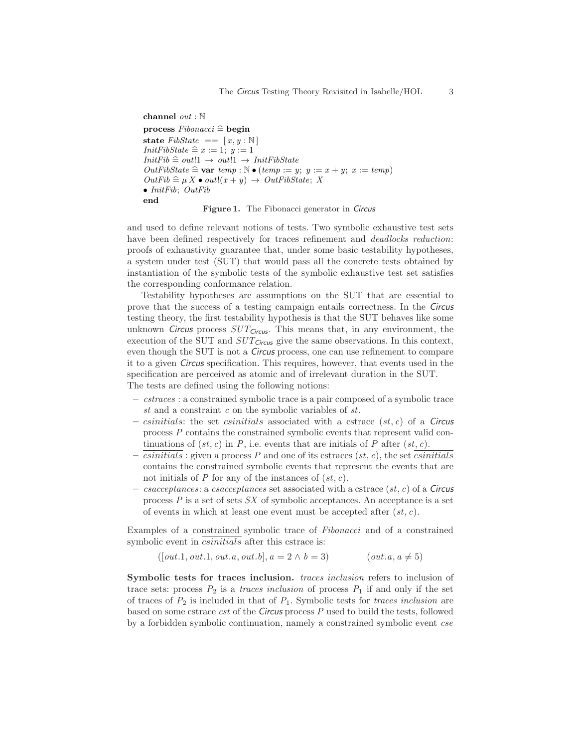**channel** $out : \mathbb{N}$

**process** $Fibonacci \mathrel{\widehat=}$ **begin**

**state** $FibState \ == \ [\,x, y : \mathbb{N}\,]$

$InitFibState \mathrel{\widehat=} x := 1;\ y := 1$

$InitFib \mathrel{\widehat=} out!1 \rightarrow out!1 \rightarrow InitFibState$

$OutFibState \mathrel{\widehat=}$ **var** $temp : \mathbb{N} \bullet (temp := y;\ y := x + y;\ x := temp)$

$OutFib \mathrel{\widehat=} \mu X \bullet out!(x + y) \rightarrow OutFibState;\ X$

$\bullet\ InitFib;\ OutFib$

**end**

**Figure 1.** The Fibonacci generator in *Circus*

and used to define relevant notions of tests. Two symbolic exhaustive test sets have been defined respectively for traces refinement and *deadlocks reduction*: proofs of exhaustivity guarantee that, under some basic testability hypotheses, a system under test (SUT) that would pass all the concrete tests obtained by instantiation of the symbolic tests of the symbolic exhaustive test set satisfies the corresponding conformance relation.

Testability hypotheses are assumptions on the SUT that are essential to prove that the success of a testing campaign entails correctness. In the *Circus* testing theory, the first testability hypothesis is that the SUT behaves like some unknown *Circus* process $SUT_{Circus}$. This means that, in any environment, the execution of the SUT and $SUT_{Circus}$ give the same observations. In this context, even though the SUT is not a *Circus* process, one can use refinement to compare it to a given *Circus* specification. This requires, however, that events used in the specification are perceived as atomic and of irrelevant duration in the SUT. The tests are defined using the following notions:

- *cstraces* : a constrained symbolic trace is a pair composed of a symbolic trace $st$ and a constraint $c$ on the symbolic variables of $st$.
- *csinitials*: the set *csinitials* associated with a cstrace $(st, c)$ of a *Circus* process $P$ contains the constrained symbolic events that represent valid continuations of $(st, c)$ in $P$, i.e. events that are initials of $P$ after $(st, c)$.
- $\overline{csinitials}$ : given a process $P$ and one of its cstraces $(st, c)$, the set $\overline{csinitials}$ contains the constrained symbolic events that represent the events that are not initials of $P$ for any of the instances of $(st, c)$.
- *csacceptances*: a *csacceptances* set associated with a cstrace $(st, c)$ of a *Circus* process $P$ is a set of sets $SX$ of symbolic acceptances. An acceptance is a set of events in which at least one event must be accepted after $(st, c)$.

Examples of a constrained symbolic trace of *Fibonacci* and of a constrained symbolic event in $\overline{csinitials}$ after this cstrace is:

$$([out.1, out.1, out.a, out.b], a = 2 \wedge b = 3) \qquad\qquad (out.a, a \neq 5)$$

**Symbolic tests for traces inclusion.** *traces inclusion* refers to inclusion of trace sets: process $P_2$ is a *traces inclusion* of process $P_1$ if and only if the set of traces of $P_2$ is included in that of $P_1$. Symbolic tests for *traces inclusion* are based on some cstrace $cst$ of the *Circus* process $P$ used to build the tests, followed by a forbidden symbolic continuation, namely a constrained symbolic event $cse$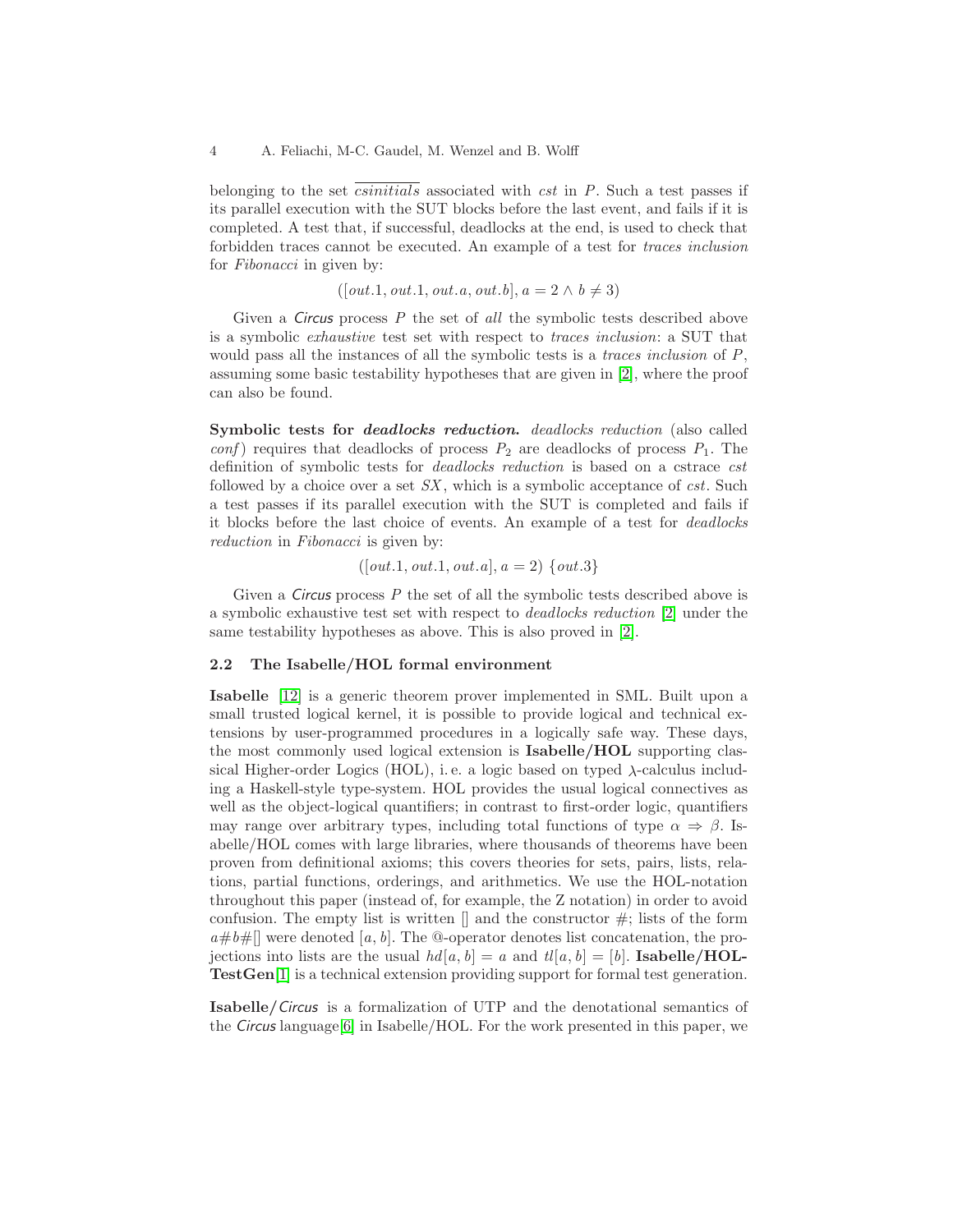belonging to the set $\overline{csinitials}$ associated with $cst$ in $P$. Such a test passes if its parallel execution with the SUT blocks before the last event, and fails if it is completed. A test that, if successful, deadlocks at the end, is used to check that forbidden traces cannot be executed. An example of a test for *traces inclusion* for *Fibonacci* in given by:

$$([out.1, out.1, out.a, out.b], a = 2 \wedge b \neq 3)$$

Given a *Circus* process $P$ the set of *all* the symbolic tests described above is a symbolic *exhaustive* test set with respect to *traces inclusion*: a SUT that would pass all the instances of all the symbolic tests is a *traces inclusion* of $P$, assuming some basic testability hypotheses that are given in [2], where the proof can also be found.

**Symbolic tests for *deadlocks reduction*.** *deadlocks reduction* (also called *conf*) requires that deadlocks of process $P_2$ are deadlocks of process $P_1$. The definition of symbolic tests for *deadlocks reduction* is based on a cstrace $cst$ followed by a choice over a set $SX$, which is a symbolic acceptance of $cst$. Such a test passes if its parallel execution with the SUT is completed and fails if it blocks before the last choice of events. An example of a test for *deadlocks reduction* in *Fibonacci* is given by:

$$([out.1, out.1, out.a], a = 2)\ \{out.3\}$$

Given a *Circus* process $P$ the set of all the symbolic tests described above is a symbolic exhaustive test set with respect to *deadlocks reduction* [2] under the same testability hypotheses as above. This is also proved in [2].

### 2.2 The Isabelle/HOL formal environment

**Isabelle** [12] is a generic theorem prover implemented in SML. Built upon a small trusted logical kernel, it is possible to provide logical and technical extensions by user-programmed procedures in a logically safe way. These days, the most commonly used logical extension is **Isabelle/HOL** supporting classical Higher-order Logics (HOL), i. e. a logic based on typed $\lambda$-calculus including a Haskell-style type-system. HOL provides the usual logical connectives as well as the object-logical quantifiers; in contrast to first-order logic, quantifiers may range over arbitrary types, including total functions of type $\alpha \Rightarrow \beta$. Isabelle/HOL comes with large libraries, where thousands of theorems have been proven from definitional axioms; this covers theories for sets, pairs, lists, relations, partial functions, orderings, and arithmetics. We use the HOL-notation throughout this paper (instead of, for example, the Z notation) in order to avoid confusion. The empty list is written $[]$ and the constructor $\#$; lists of the form $a\#b\#[]$ were denoted $[a, b]$. The @-operator denotes list concatenation, the projections into lists are the usual $hd[a, b] = a$ and $tl[a, b] = [b]$. **Isabelle/HOL-TestGen**[1] is a technical extension providing support for formal test generation.

**Isabelle/*Circus*** is a formalization of UTP and the denotational semantics of the *Circus* language[6] in Isabelle/HOL. For the work presented in this paper, we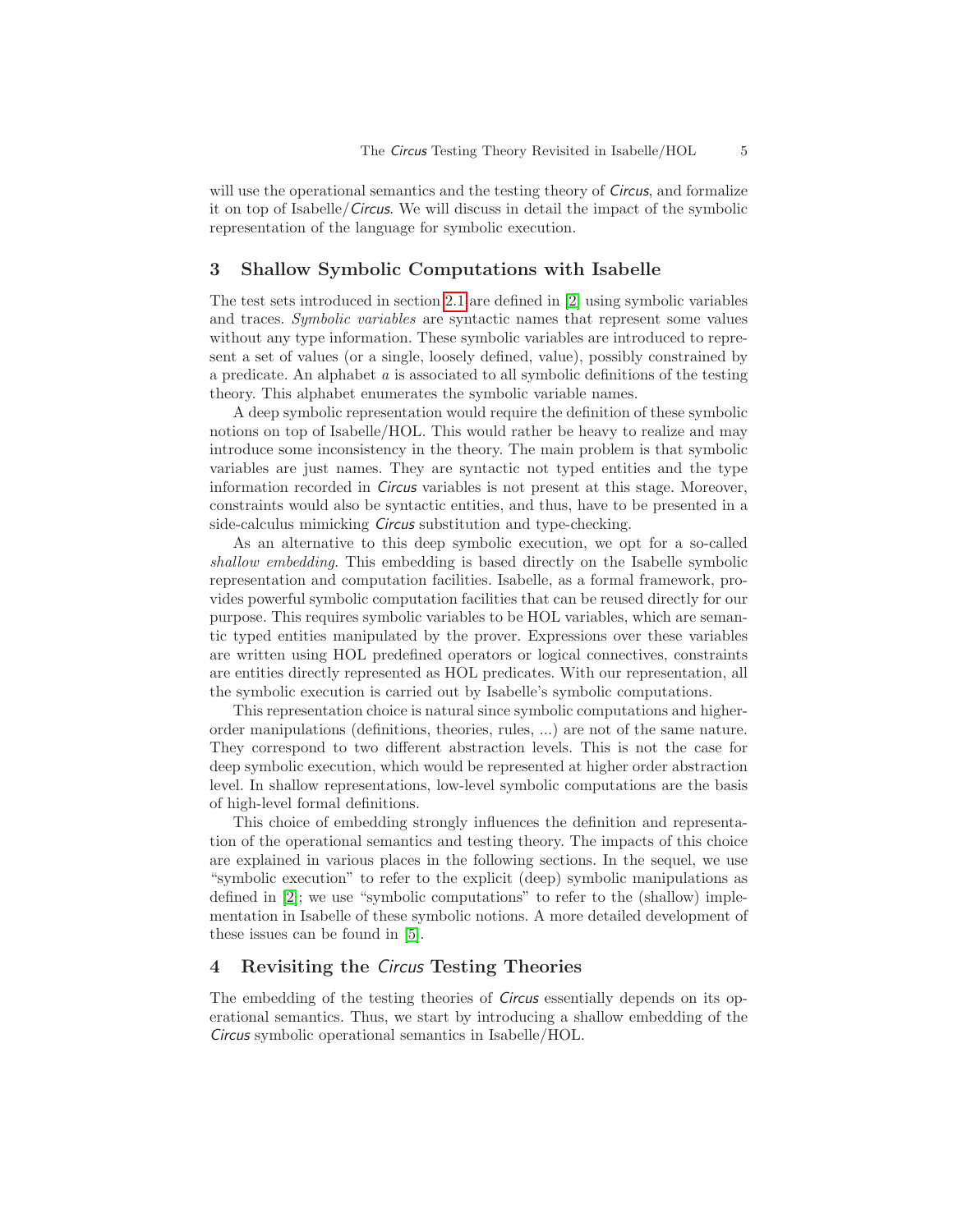will use the operational semantics and the testing theory of *Circus*, and formalize it on top of Isabelle/*Circus*. We will discuss in detail the impact of the symbolic representation of the language for symbolic execution.

## 3 Shallow Symbolic Computations with Isabelle

The test sets introduced in section 2.1 are defined in [2] using symbolic variables and traces. *Symbolic variables* are syntactic names that represent some values without any type information. These symbolic variables are introduced to represent a set of values (or a single, loosely defined, value), possibly constrained by a predicate. An alphabet $a$ is associated to all symbolic definitions of the testing theory. This alphabet enumerates the symbolic variable names.

A deep symbolic representation would require the definition of these symbolic notions on top of Isabelle/HOL. This would rather be heavy to realize and may introduce some inconsistency in the theory. The main problem is that symbolic variables are just names. They are syntactic not typed entities and the type information recorded in *Circus* variables is not present at this stage. Moreover, constraints would also be syntactic entities, and thus, have to be presented in a side-calculus mimicking *Circus* substitution and type-checking.

As an alternative to this deep symbolic execution, we opt for a so-called *shallow embedding*. This embedding is based directly on the Isabelle symbolic representation and computation facilities. Isabelle, as a formal framework, provides powerful symbolic computation facilities that can be reused directly for our purpose. This requires symbolic variables to be HOL variables, which are semantic typed entities manipulated by the prover. Expressions over these variables are written using HOL predefined operators or logical connectives, constraints are entities directly represented as HOL predicates. With our representation, all the symbolic execution is carried out by Isabelle's symbolic computations.

This representation choice is natural since symbolic computations and higher-order manipulations (definitions, theories, rules, ...) are not of the same nature. They correspond to two different abstraction levels. This is not the case for deep symbolic execution, which would be represented at higher order abstraction level. In shallow representations, low-level symbolic computations are the basis of high-level formal definitions.

This choice of embedding strongly influences the definition and representation of the operational semantics and testing theory. The impacts of this choice are explained in various places in the following sections. In the sequel, we use "symbolic execution" to refer to the explicit (deep) symbolic manipulations as defined in [2]; we use "symbolic computations" to refer to the (shallow) implementation in Isabelle of these symbolic notions. A more detailed development of these issues can be found in [5].

## 4 Revisiting the *Circus* Testing Theories

The embedding of the testing theories of *Circus* essentially depends on its operational semantics. Thus, we start by introducing a shallow embedding of the *Circus* symbolic operational semantics in Isabelle/HOL.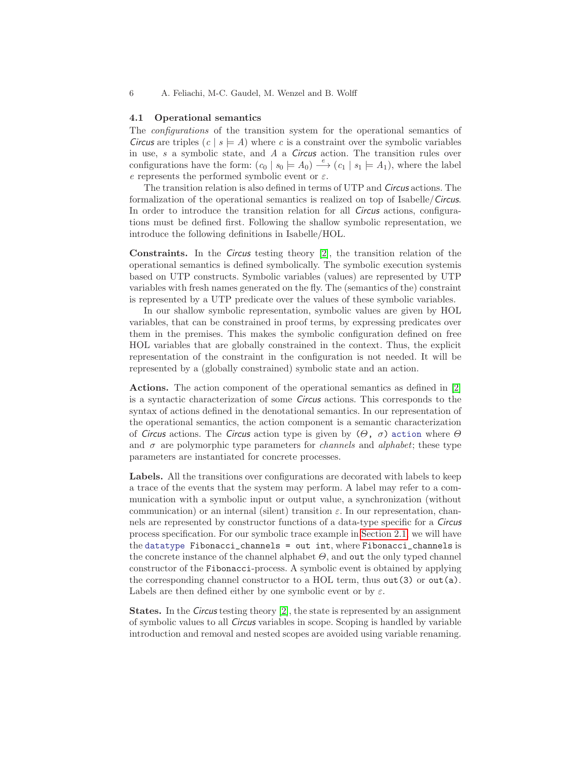### 4.1 Operational semantics

The *configurations* of the transition system for the operational semantics of *Circus* are triples $(c \mid s \models A)$ where $c$ is a constraint over the symbolic variables in use, $s$ a symbolic state, and $A$ a *Circus* action. The transition rules over configurations have the form: $(c_0 \mid s_0 \models A_0) \xrightarrow{e} (c_1 \mid s_1 \models A_1)$, where the label $e$ represents the performed symbolic event or $\varepsilon$.

The transition relation is also defined in terms of UTP and *Circus* actions. The formalization of the operational semantics is realized on top of Isabelle/*Circus*. In order to introduce the transition relation for all *Circus* actions, configurations must be defined first. Following the shallow symbolic representation, we introduce the following definitions in Isabelle/HOL.

**Constraints.** In the *Circus* testing theory [2], the transition relation of the operational semantics is defined symbolically. The symbolic execution systemis based on UTP constructs. Symbolic variables (values) are represented by UTP variables with fresh names generated on the fly. The (semantics of the) constraint is represented by a UTP predicate over the values of these symbolic variables.

In our shallow symbolic representation, symbolic values are given by HOL variables, that can be constrained in proof terms, by expressing predicates over them in the premises. This makes the symbolic configuration defined on free HOL variables that are globally constrained in the context. Thus, the explicit representation of the constraint in the configuration is not needed. It will be represented by a (globally constrained) symbolic state and an action.

**Actions.** The action component of the operational semantics as defined in [2] is a syntactic characterization of some *Circus* actions. This corresponds to the syntax of actions defined in the denotational semantics. In our representation of the operational semantics, the action component is a semantic characterization of *Circus* actions. The *Circus* action type is given by `(`$\Theta$`, `$\sigma$`) action` where $\Theta$ and $\sigma$ are polymorphic type parameters for *channels* and *alphabet*; these type parameters are instantiated for concrete processes.

**Labels.** All the transitions over configurations are decorated with labels to keep a trace of the events that the system may perform. A label may refer to a communication with a symbolic input or output value, a synchronization (without communication) or an internal (silent) transition $\varepsilon$. In our representation, channels are represented by constructor functions of a data-type specific for a *Circus* process specification. For our symbolic trace example in Section 2.1, we will have the `datatype Fibonacci_channels = out int`, where `Fibonacci_channels` is the concrete instance of the channel alphabet $\Theta$, and `out` the only typed channel constructor of the `Fibonacci`-process. A symbolic event is obtained by applying the corresponding channel constructor to a HOL term, thus `out(3)` or `out(a)`. Labels are then defined either by one symbolic event or by $\varepsilon$.

**States.** In the *Circus* testing theory [2], the state is represented by an assignment of symbolic values to all *Circus* variables in scope. Scoping is handled by variable introduction and removal and nested scopes are avoided using variable renaming.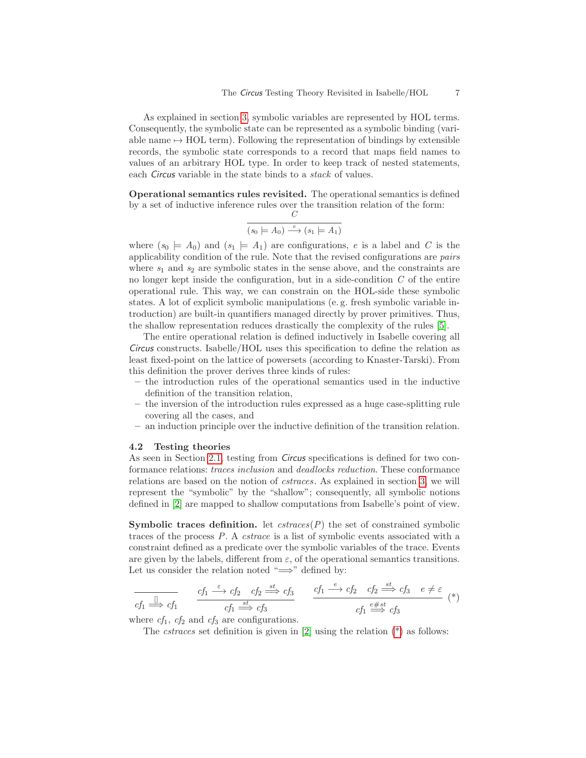As explained in section 3, symbolic variables are represented by HOL terms. Consequently, the symbolic state can be represented as a symbolic binding (variable name $\mapsto$ HOL term). Following the representation of bindings by extensible records, the symbolic state corresponds to a record that maps field names to values of an arbitrary HOL type. In order to keep track of nested statements, each *Circus* variable in the state binds to a *stack* of values.

**Operational semantics rules revisited.** The operational semantics is defined by a set of inductive inference rules over the transition relation of the form:

$$\frac{C}{(s_0 \models A_0) \xrightarrow{e} (s_1 \models A_1)}$$

where $(s_0 \models A_0)$ and $(s_1 \models A_1)$ are configurations, $e$ is a label and $C$ is the applicability condition of the rule. Note that the revised configurations are *pairs* where $s_1$ and $s_2$ are symbolic states in the sense above, and the constraints are no longer kept inside the configuration, but in a side-condition $C$ of the entire operational rule. This way, we can constrain on the HOL-side these symbolic states. A lot of explicit symbolic manipulations (e. g. fresh symbolic variable introduction) are built-in quantifiers managed directly by prover primitives. Thus, the shallow representation reduces drastically the complexity of the rules [5].

The entire operational relation is defined inductively in Isabelle covering all *Circus* constructs. Isabelle/HOL uses this specification to define the relation as least fixed-point on the lattice of powersets (according to Knaster-Tarski). From this definition the prover derives three kinds of rules:

- the introduction rules of the operational semantics used in the inductive definition of the transition relation,
- the inversion of the introduction rules expressed as a huge case-splitting rule covering all the cases, and
- an induction principle over the inductive definition of the transition relation.

### 4.2 Testing theories

As seen in Section 2.1, testing from *Circus* specifications is defined for two conformance relations: *traces inclusion* and *deadlocks reduction*. These conformance relations are based on the notion of *cstraces*. As explained in section 3, we will represent the "symbolic" by the "shallow"; consequently, all symbolic notions defined in [2] are mapped to shallow computations from Isabelle's point of view.

**Symbolic traces definition.** let $cstraces(P)$ the set of constrained symbolic traces of the process $P$. A *cstrace* is a list of symbolic events associated with a constraint defined as a predicate over the symbolic variables of the trace. Events are given by the labels, different from $\varepsilon$, of the operational semantics transitions. Let us consider the relation noted "$\Longrightarrow$" defined by:

$$\frac{}{cf_1 \overset{[]}{\Longrightarrow} cf_1} \qquad \frac{cf_1 \xrightarrow{\varepsilon} cf_2 \quad cf_2 \overset{st}{\Longrightarrow} cf_3}{cf_1 \overset{st}{\Longrightarrow} cf_3} \qquad \frac{cf_1 \xrightarrow{e} cf_2 \quad cf_2 \overset{st}{\Longrightarrow} cf_3 \quad e \neq \varepsilon}{cf_1 \overset{e\#st}{\Longrightarrow} cf_3} \quad (*)$$

where $cf_1$, $cf_2$ and $cf_3$ are configurations.

The *cstraces* set definition is given in [2] using the relation (*) as follows: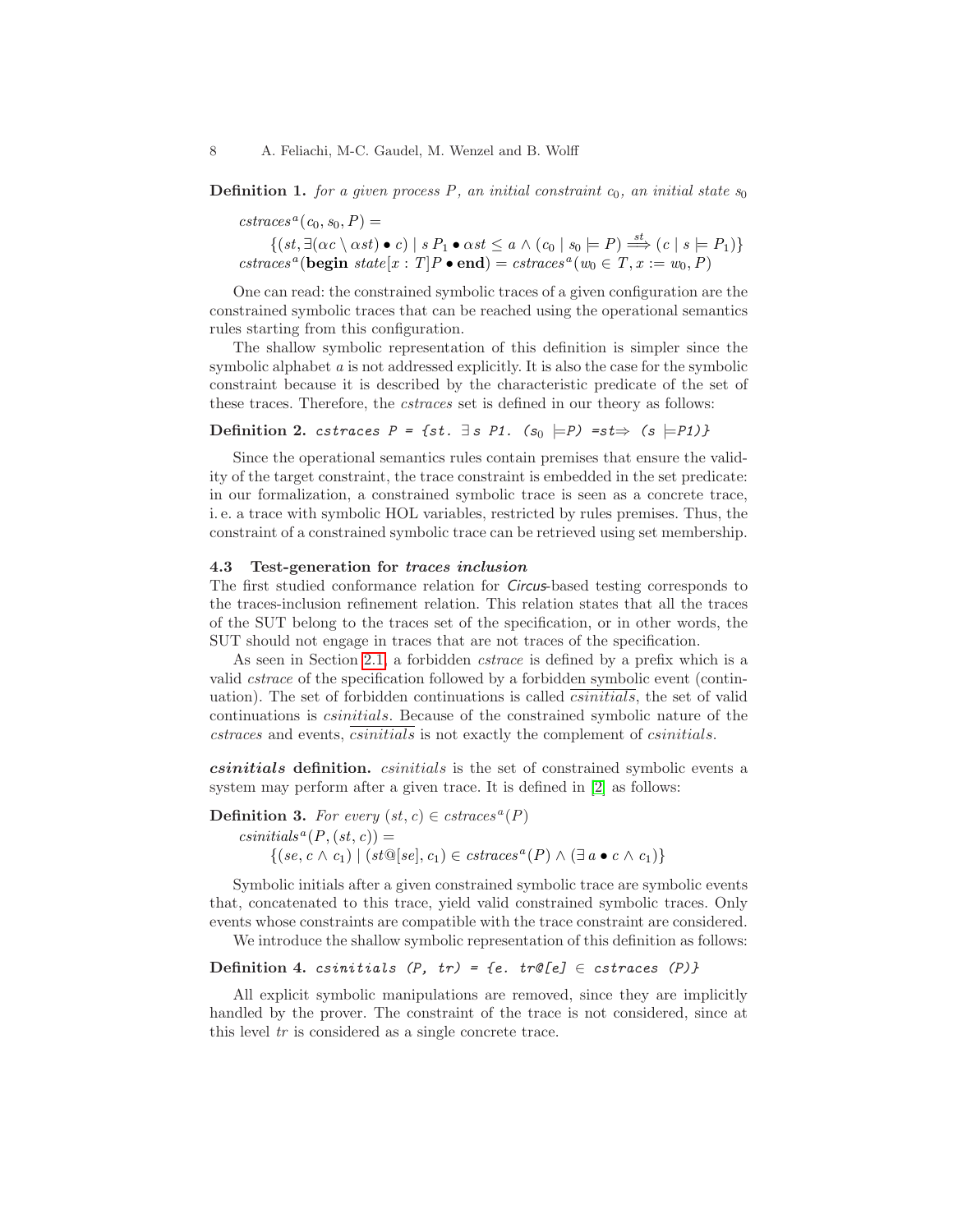**Definition 1.** *for a given process $P$, an initial constraint $c_0$, an initial state $s_0$*

$$cstraces^a(c_0, s_0, P) =$$
$$\{(st, \exists(\alpha c \setminus \alpha st) \bullet c) \mid s\ P_1 \bullet \alpha st \leq a \wedge (c_0 \mid s_0 \models P) \overset{st}{\Longrightarrow} (c \mid s \models P_1)\}$$
$$cstraces^a(\mathbf{begin}\ state[x:T] P \bullet \mathbf{end}) = cstraces^a(w_0 \in T, x := w_0, P)$$

One can read: the constrained symbolic traces of a given configuration are the constrained symbolic traces that can be reached using the operational semantics rules starting from this configuration.

The shallow symbolic representation of this definition is simpler since the symbolic alphabet $a$ is not addressed explicitly. It is also the case for the symbolic constraint because it is described by the characteristic predicate of the set of these traces. Therefore, the *cstraces* set is defined in our theory as follows:

**Definition 2.** `cstraces P = {st. ∃ s P1. (s0 |=P) =st⇒ (s |=P1)}`

Since the operational semantics rules contain premises that ensure the validity of the target constraint, the trace constraint is embedded in the set predicate: in our formalization, a constrained symbolic trace is seen as a concrete trace, i. e. a trace with symbolic HOL variables, restricted by rules premises. Thus, the constraint of a constrained symbolic trace can be retrieved using set membership.

### 4.3 Test-generation for *traces inclusion*

The first studied conformance relation for *Circus*-based testing corresponds to the traces-inclusion refinement relation. This relation states that all the traces of the SUT belong to the traces set of the specification, or in other words, the SUT should not engage in traces that are not traces of the specification.

As seen in Section 2.1, a forbidden *cstrace* is defined by a prefix which is a valid *cstrace* of the specification followed by a forbidden symbolic event (continuation). The set of forbidden continuations is called $\overline{csinitials}$, the set of valid continuations is *csinitials*. Because of the constrained symbolic nature of the *cstraces* and events, $\overline{csinitials}$ is not exactly the complement of *csinitials*.

***csinitials* definition.** *csinitials* is the set of constrained symbolic events a system may perform after a given trace. It is defined in [2] as follows:

**Definition 3.** *For every $(st, c) \in cstraces^a(P)$*

$$csinitials^a(P, (st, c)) =$$
$$\{(se, c \wedge c_1) \mid (st@[se], c_1) \in cstraces^a(P) \wedge (\exists\, a \bullet c \wedge c_1)\}$$

Symbolic initials after a given constrained symbolic trace are symbolic events that, concatenated to this trace, yield valid constrained symbolic traces. Only events whose constraints are compatible with the trace constraint are considered.

We introduce the shallow symbolic representation of this definition as follows:

**Definition 4.** `csinitials (P, tr) = {e. tr@[e] ∈ cstraces (P)}`

All explicit symbolic manipulations are removed, since they are implicitly handled by the prover. The constraint of the trace is not considered, since at this level *tr* is considered as a single concrete trace.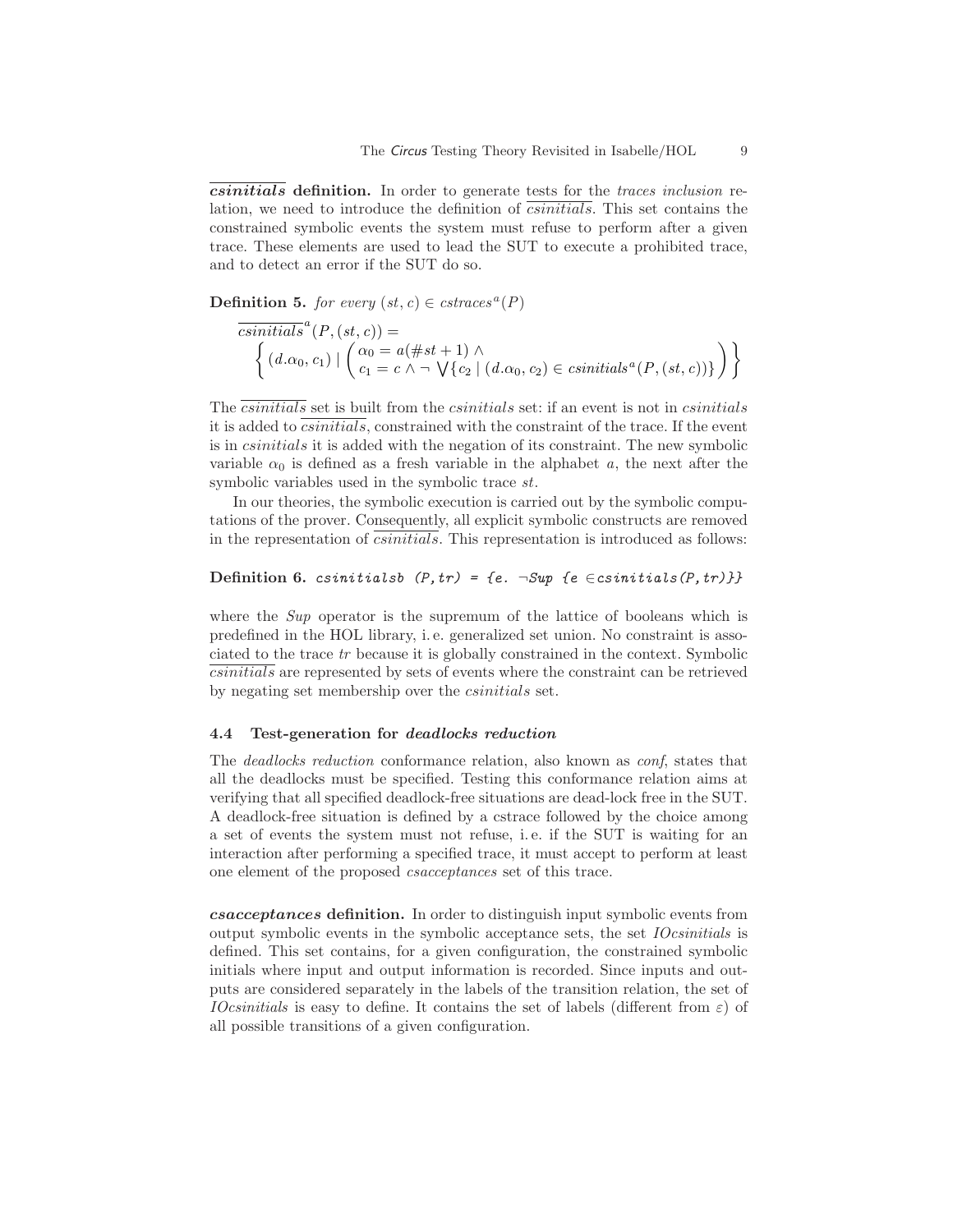**$\overline{csinitials}$ definition.** In order to generate tests for the *traces inclusion* relation, we need to introduce the definition of $\overline{csinitials}$. This set contains the constrained symbolic events the system must refuse to perform after a given trace. These elements are used to lead the SUT to execute a prohibited trace, and to detect an error if the SUT do so.

**Definition 5.** *for every* $(st, c) \in cstraces^a(P)$

$$\overline{csinitials}^a(P, (st, c)) = \left\{ (d.\alpha_0, c_1) \mid \begin{pmatrix} \alpha_0 = a(\#st + 1) \wedge \\ c_1 = c \wedge \neg \bigvee \{c_2 \mid (d.\alpha_0, c_2) \in csinitials^a(P, (st, c))\} \end{pmatrix} \right\}$$

The $\overline{csinitials}$ set is built from the *csinitials* set: if an event is not in *csinitials* it is added to $\overline{csinitials}$, constrained with the constraint of the trace. If the event is in *csinitials* it is added with the negation of its constraint. The new symbolic variable $\alpha_0$ is defined as a fresh variable in the alphabet $a$, the next after the symbolic variables used in the symbolic trace $st$.

In our theories, the symbolic execution is carried out by the symbolic computations of the prover. Consequently, all explicit symbolic constructs are removed in the representation of $\overline{csinitials}$. This representation is introduced as follows:

**Definition 6.** `csinitialsb (P,tr) = {e. ¬Sup {e ∈csinitials(P,tr)}}`

where the *Sup* operator is the supremum of the lattice of booleans which is predefined in the HOL library, i. e. generalized set union. No constraint is associated to the trace *tr* because it is globally constrained in the context. Symbolic $\overline{csinitials}$ are represented by sets of events where the constraint can be retrieved by negating set membership over the *csinitials* set.

### 4.4 Test-generation for *deadlocks reduction*

The *deadlocks reduction* conformance relation, also known as *conf*, states that all the deadlocks must be specified. Testing this conformance relation aims at verifying that all specified deadlock-free situations are dead-lock free in the SUT. A deadlock-free situation is defined by a cstrace followed by the choice among a set of events the system must not refuse, i. e. if the SUT is waiting for an interaction after performing a specified trace, it must accept to perform at least one element of the proposed *csacceptances* set of this trace.

***csacceptances* definition.** In order to distinguish input symbolic events from output symbolic events in the symbolic acceptance sets, the set *IOcsinitials* is defined. This set contains, for a given configuration, the constrained symbolic initials where input and output information is recorded. Since inputs and outputs are considered separately in the labels of the transition relation, the set of *IOcsinitials* is easy to define. It contains the set of labels (different from $\varepsilon$) of all possible transitions of a given configuration.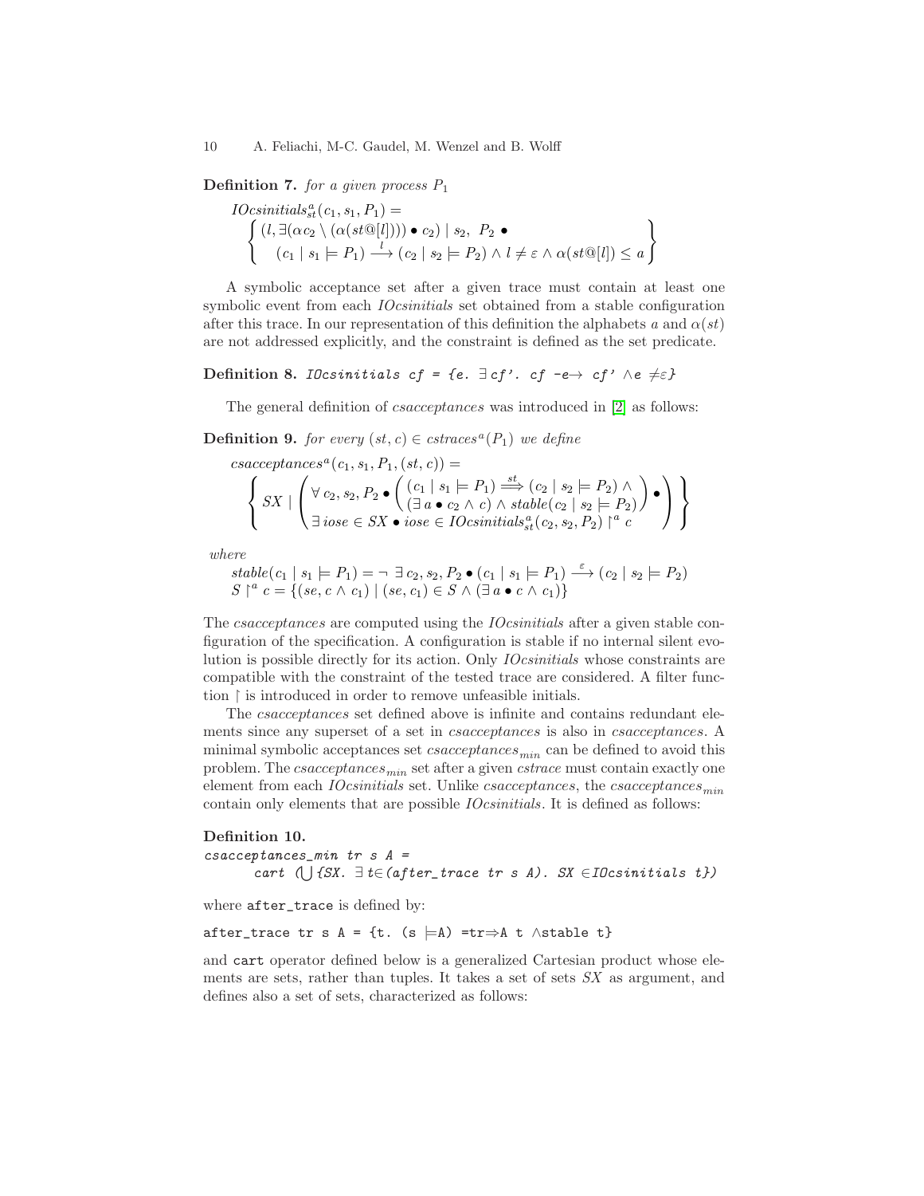**Definition 7.** *for a given process* $P_1$

$$
\begin{array}{l}
IOcsinitials^a_{st}(c_1, s_1, P_1) = \\
\left\{ \begin{array}{l} (l, \exists (\alpha c_2 \setminus (\alpha(st@[l]))) \bullet c_2) \mid s_2,\ P_2 \bullet \\ \quad (c_1 \mid s_1 \models P_1) \xrightarrow{l} (c_2 \mid s_2 \models P_2) \wedge l \neq \varepsilon \wedge \alpha(st@[l]) \leq a \end{array} \right\}
\end{array}
$$

A symbolic acceptance set after a given trace must contain at least one symbolic event from each *IOcsinitials* set obtained from a stable configuration after this trace. In our representation of this definition the alphabets $a$ and $\alpha(st)$ are not addressed explicitly, and the constraint is defined as the set predicate.

**Definition 8.** `IOcsinitials cf = {e. ∃cf'. cf -e→ cf' ∧e ≠ε}`

The general definition of *csacceptances* was introduced in [2] as follows:

**Definition 9.** *for every* $(st, c) \in cstraces^a(P_1)$ *we define*

$$
\begin{array}{l}
csacceptances^a(c_1, s_1, P_1, (st, c)) = \\
\left\{ SX \mid \left( \begin{array}{l} \forall\, c_2, s_2, P_2 \bullet \left( \begin{array}{l} (c_1 \mid s_1 \models P_1) \overset{st}{\Longrightarrow} (c_2 \mid s_2 \models P_2) \wedge \\ (\exists\, a \bullet c_2 \wedge c) \wedge stable(c_2 \mid s_2 \models P_2) \end{array} \right) \bullet \\ \exists\, iose \in SX \bullet iose \in IOcsinitials^a_{st}(c_2, s_2, P_2) \restriction^a c \end{array} \right) \right\}
\end{array}
$$

*where*

$$
\begin{array}{l}
stable(c_1 \mid s_1 \models P_1) = \neg\ \exists\, c_2, s_2, P_2 \bullet (c_1 \mid s_1 \models P_1) \xrightarrow{\varepsilon} (c_2 \mid s_2 \models P_2) \\
S \restriction^a c = \{(se, c \wedge c_1) \mid (se, c_1) \in S \wedge (\exists\, a \bullet c \wedge c_1)\}
\end{array}
$$

The *csacceptances* are computed using the *IOcsinitials* after a given stable configuration of the specification. A configuration is stable if no internal silent evolution is possible directly for its action. Only *IOcsinitials* whose constraints are compatible with the constraint of the tested trace are considered. A filter function $\restriction$ is introduced in order to remove unfeasible initials.

The *csacceptances* set defined above is infinite and contains redundant elements since any superset of a set in *csacceptances* is also in *csacceptances*. A minimal symbolic acceptances set $csacceptances_{min}$ can be defined to avoid this problem. The $csacceptances_{min}$ set after a given *cstrace* must contain exactly one element from each *IOcsinitials* set. Unlike *csacceptances*, the $csacceptances_{min}$ contain only elements that are possible *IOcsinitials*. It is defined as follows:

**Definition 10.**

```
csacceptances_min tr s A =
      cart (⋃{SX. ∃t∈(after_trace tr s A). SX ∈IOcsinitials t})
```

where `after_trace` is defined by:

```
after_trace tr s A = {t. (s ⊨A) =tr⇒A t ∧stable t}
```

and `cart` operator defined below is a generalized Cartesian product whose elements are sets, rather than tuples. It takes a set of sets $SX$ as argument, and defines also a set of sets, characterized as follows: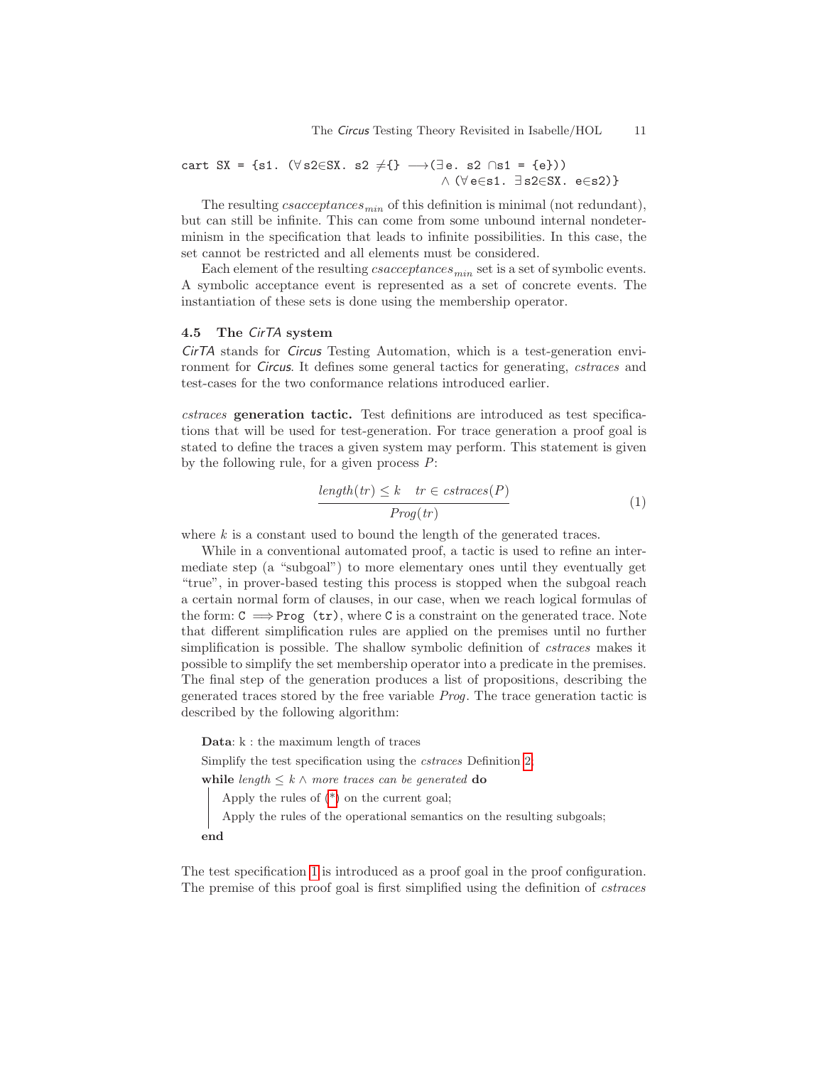```
cart SX = {s1. (∀s2∈SX. s2 ≠{} ⟶(∃e. s2 ∩s1 = {e}))
                                    ∧ (∀e∈s1. ∃s2∈SX. e∈s2)}
```

The resulting $csacceptances_{min}$ of this definition is minimal (not redundant), but can still be infinite. This can come from some unbound internal nondeterminism in the specification that leads to infinite possibilities. In this case, the set cannot be restricted and all elements must be considered.

Each element of the resulting $csacceptances_{min}$ set is a set of symbolic events. A symbolic acceptance event is represented as a set of concrete events. The instantiation of these sets is done using the membership operator.

### 4.5 The *CirTA* system

*CirTA* stands for *Circus* Testing Automation, which is a test-generation environment for *Circus*. It defines some general tactics for generating, *cstraces* and test-cases for the two conformance relations introduced earlier.

***cstraces* generation tactic.** Test definitions are introduced as test specifications that will be used for test-generation. For trace generation a proof goal is stated to define the traces a given system may perform. This statement is given by the following rule, for a given process $P$:

$$\frac{length(tr) \leq k \quad tr \in cstraces(P)}{Prog(tr)} \tag{1}$$

where $k$ is a constant used to bound the length of the generated traces.

While in a conventional automated proof, a tactic is used to refine an intermediate step (a "subgoal") to more elementary ones until they eventually get "true", in prover-based testing this process is stopped when the subgoal reach a certain normal form of clauses, in our case, when we reach logical formulas of the form: `C ⟹ Prog (tr)`, where `C` is a constraint on the generated trace. Note that different simplification rules are applied on the premises until no further simplification is possible. The shallow symbolic definition of *cstraces* makes it possible to simplify the set membership operator into a predicate in the premises. The final step of the generation produces a list of propositions, describing the generated traces stored by the free variable *Prog*. The trace generation tactic is described by the following algorithm:

**Data**: k : the maximum length of traces

Simplify the test specification using the *cstraces* Definition 2

**while** *length* $\leq k \wedge$ *more traces can be generated* **do**

  Apply the rules of (*) on the current goal;

  Apply the rules of the operational semantics on the resulting subgoals;

**end**

The test specification 1 is introduced as a proof goal in the proof configuration. The premise of this proof goal is first simplified using the definition of *cstraces*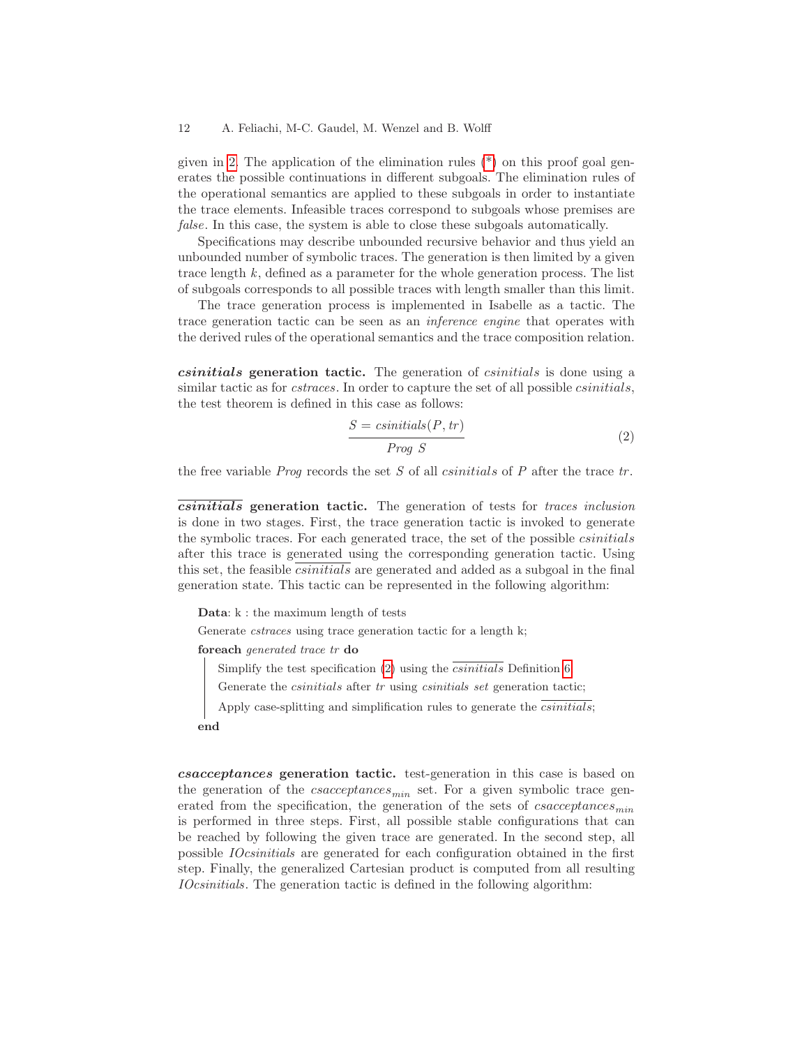given in 2. The application of the elimination rules (*) on this proof goal generates the possible continuations in different subgoals. The elimination rules of the operational semantics are applied to these subgoals in order to instantiate the trace elements. Infeasible traces correspond to subgoals whose premises are *false*. In this case, the system is able to close these subgoals automatically.

Specifications may describe unbounded recursive behavior and thus yield an unbounded number of symbolic traces. The generation is then limited by a given trace length $k$, defined as a parameter for the whole generation process. The list of subgoals corresponds to all possible traces with length smaller than this limit.

The trace generation process is implemented in Isabelle as a tactic. The trace generation tactic can be seen as an *inference engine* that operates with the derived rules of the operational semantics and the trace composition relation.

**_csinitials_ generation tactic.** The generation of *csinitials* is done using a similar tactic as for *cstraces*. In order to capture the set of all possible *csinitials*, the test theorem is defined in this case as follows:

$$\frac{S = \mathit{csinitials}(P, tr)}{\mathit{Prog}\ S} \tag{2}$$

the free variable *Prog* records the set $S$ of all *csinitials* of $P$ after the trace $tr$.

**$\overline{\mathit{csinitials}}$ generation tactic.** The generation of tests for *traces inclusion* is done in two stages. First, the trace generation tactic is invoked to generate the symbolic traces. For each generated trace, the set of the possible *csinitials* after this trace is generated using the corresponding generation tactic. Using this set, the feasible $\overline{\mathit{csinitials}}$ are generated and added as a subgoal in the final generation state. This tactic can be represented in the following algorithm:

**Data**: k : the maximum length of tests
Generate *cstraces* using trace generation tactic for a length k;
**foreach** *generated trace tr* **do**
  Simplify the test specification (2) using the $\overline{\mathit{csinitials}}$ Definition 6
  Generate the *csinitials* after *tr* using *csinitials set* generation tactic;
  Apply case-splitting and simplification rules to generate the $\overline{\mathit{csinitials}}$;
**end**

**_csacceptances_ generation tactic.** test-generation in this case is based on the generation of the $\mathit{csacceptances}_{min}$ set. For a given symbolic trace generated from the specification, the generation of the sets of $\mathit{csacceptances}_{min}$ is performed in three steps. First, all possible stable configurations that can be reached by following the given trace are generated. In the second step, all possible *IOcsinitials* are generated for each configuration obtained in the first step. Finally, the generalized Cartesian product is computed from all resulting *IOcsinitials*. The generation tactic is defined in the following algorithm: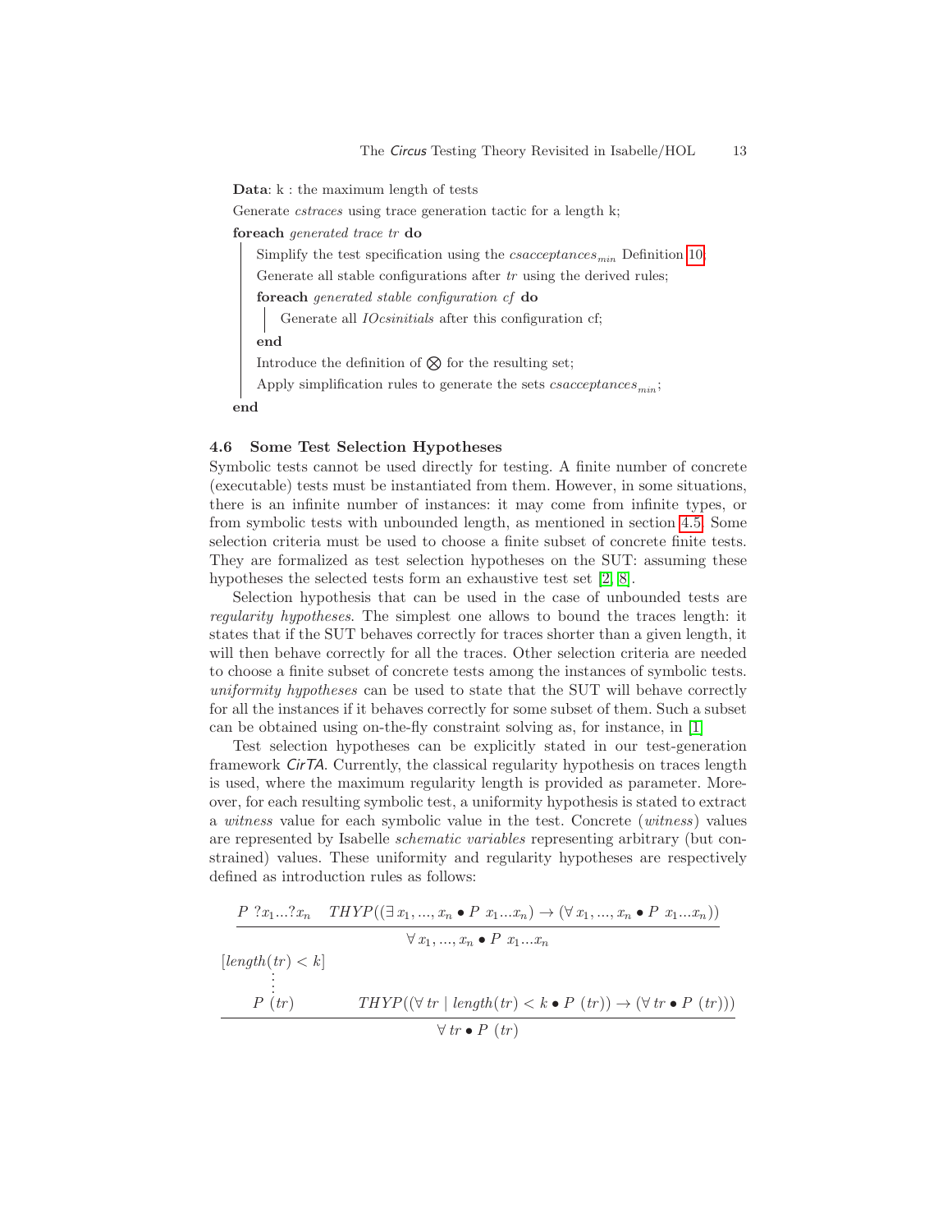**Data**: k : the maximum length of tests

Generate *cstraces* using trace generation tactic for a length k;

**foreach** *generated trace tr* **do**

  Simplify the test specification using the $csacceptances_{min}$ Definition 10;

  Generate all stable configurations after *tr* using the derived rules;

  **foreach** *generated stable configuration cf* **do**

    Generate all *IOcsinitials* after this configuration cf;

  **end**

  Introduce the definition of $\bigotimes$ for the resulting set;

  Apply simplification rules to generate the sets $csacceptances_{min}$;

**end**

### 4.6 Some Test Selection Hypotheses

Symbolic tests cannot be used directly for testing. A finite number of concrete (executable) tests must be instantiated from them. However, in some situations, there is an infinite number of instances: it may come from infinite types, or from symbolic tests with unbounded length, as mentioned in section 4.5. Some selection criteria must be used to choose a finite subset of concrete finite tests. They are formalized as test selection hypotheses on the SUT: assuming these hypotheses the selected tests form an exhaustive test set [2, 8].

Selection hypothesis that can be used in the case of unbounded tests are *regularity hypotheses*. The simplest one allows to bound the traces length: it states that if the SUT behaves correctly for traces shorter than a given length, it will then behave correctly for all the traces. Other selection criteria are needed to choose a finite subset of concrete tests among the instances of symbolic tests. *uniformity hypotheses* can be used to state that the SUT will behave correctly for all the instances if it behaves correctly for some subset of them. Such a subset can be obtained using on-the-fly constraint solving as, for instance, in [1]

Test selection hypotheses can be explicitly stated in our test-generation framework *CirTA*. Currently, the classical regularity hypothesis on traces length is used, where the maximum regularity length is provided as parameter. Moreover, for each resulting symbolic test, a uniformity hypothesis is stated to extract a *witness* value for each symbolic value in the test. Concrete (*witness*) values are represented by Isabelle *schematic variables* representing arbitrary (but constrained) values. These uniformity and regularity hypotheses are respectively defined as introduction rules as follows:

$$\frac{P\ ?x_1 ... ?x_n \qquad THYP((\exists\, x_1, ..., x_n \bullet P\ x_1 ... x_n) \rightarrow (\forall\, x_1, ..., x_n \bullet P\ x_1 ... x_n))}{\forall\, x_1, ..., x_n \bullet P\ x_1 ... x_n}$$

$$\frac{\begin{array}{c}[length(tr) < k] \\ \vdots \\ P\ (tr)\end{array} \qquad THYP((\forall\, tr \mid length(tr) < k \bullet P\ (tr)) \rightarrow (\forall\, tr \bullet P\ (tr)))}{\forall\, tr \bullet P\ (tr)}$$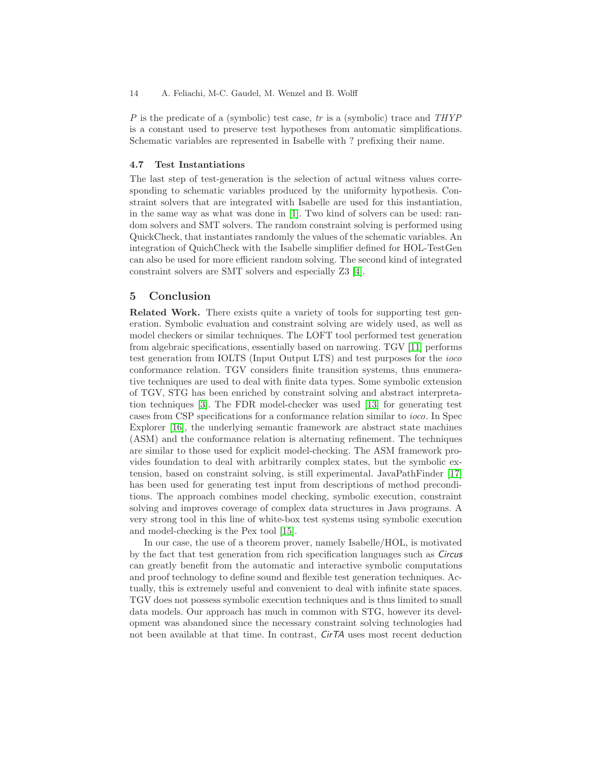*P* is the predicate of a (symbolic) test case, *tr* is a (symbolic) trace and *THYP* is a constant used to preserve test hypotheses from automatic simplifications. Schematic variables are represented in Isabelle with ? prefixing their name.

### 4.7 Test Instantiations

The last step of test-generation is the selection of actual witness values corresponding to schematic variables produced by the uniformity hypothesis. Constraint solvers that are integrated with Isabelle are used for this instantiation, in the same way as what was done in [1]. Two kind of solvers can be used: random solvers and SMT solvers. The random constraint solving is performed using QuickCheck, that instantiates randomly the values of the schematic variables. An integration of QuichCheck with the Isabelle simplifier defined for HOL-TestGen can also be used for more efficient random solving. The second kind of integrated constraint solvers are SMT solvers and especially Z3 [4].

## 5 Conclusion

**Related Work.** There exists quite a variety of tools for supporting test generation. Symbolic evaluation and constraint solving are widely used, as well as model checkers or similar techniques. The LOFT tool performed test generation from algebraic specifications, essentially based on narrowing. TGV [11] performs test generation from IOLTS (Input Output LTS) and test purposes for the *ioco* conformance relation. TGV considers finite transition systems, thus enumerative techniques are used to deal with finite data types. Some symbolic extension of TGV, STG has been enriched by constraint solving and abstract interpretation techniques [3]. The FDR model-checker was used [13] for generating test cases from CSP specifications for a conformance relation similar to *ioco*. In Spec Explorer [16], the underlying semantic framework are abstract state machines (ASM) and the conformance relation is alternating refinement. The techniques are similar to those used for explicit model-checking. The ASM framework provides foundation to deal with arbitrarily complex states, but the symbolic extension, based on constraint solving, is still experimental. JavaPathFinder [17] has been used for generating test input from descriptions of method preconditions. The approach combines model checking, symbolic execution, constraint solving and improves coverage of complex data structures in Java programs. A very strong tool in this line of white-box test systems using symbolic execution and model-checking is the Pex tool [15].

In our case, the use of a theorem prover, namely Isabelle/HOL, is motivated by the fact that test generation from rich specification languages such as *Circus* can greatly benefit from the automatic and interactive symbolic computations and proof technology to define sound and flexible test generation techniques. Actually, this is extremely useful and convenient to deal with infinite state spaces. TGV does not possess symbolic execution techniques and is thus limited to small data models. Our approach has much in common with STG, however its development was abandoned since the necessary constraint solving technologies had not been available at that time. In contrast, *CirTA* uses most recent deduction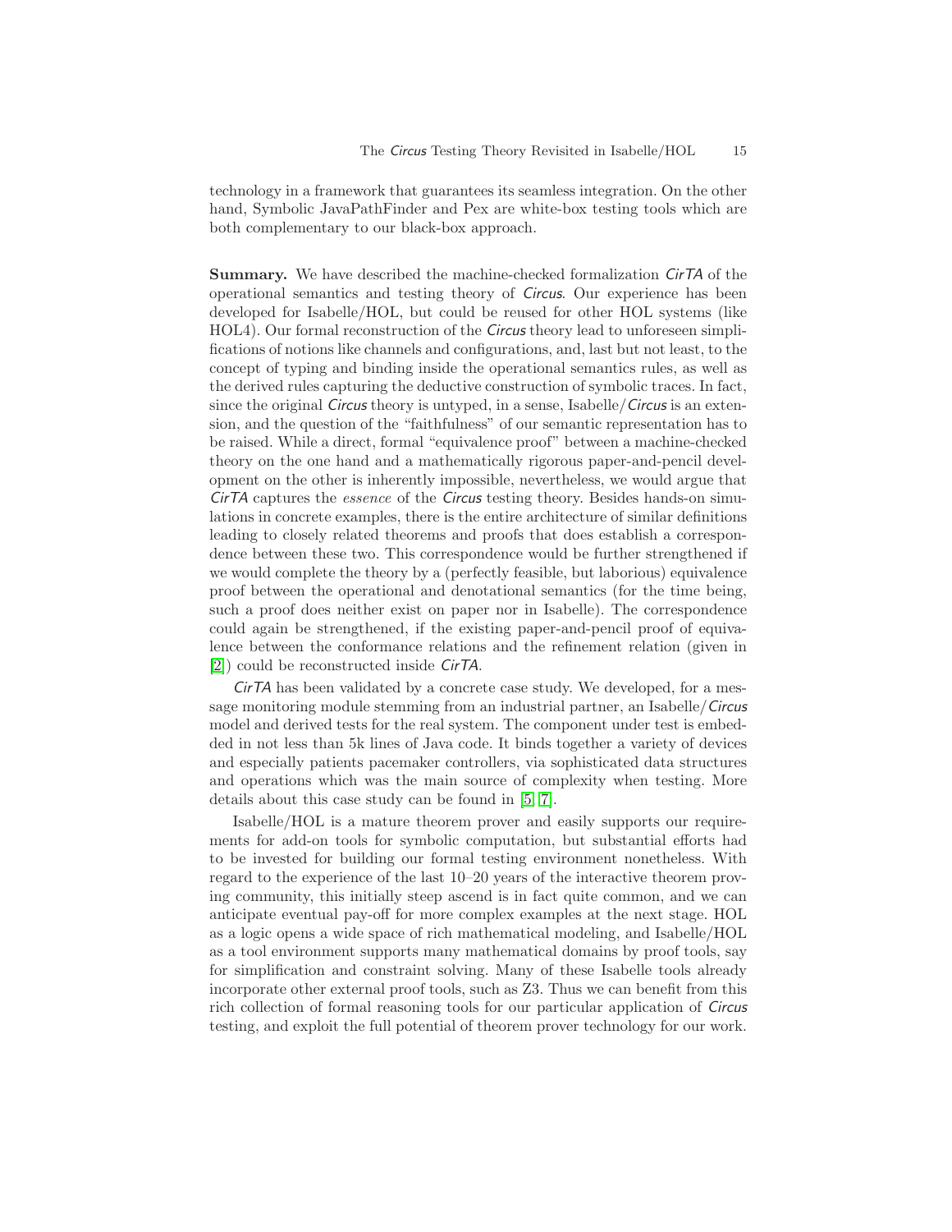technology in a framework that guarantees its seamless integration. On the other hand, Symbolic JavaPathFinder and Pex are white-box testing tools which are both complementary to our black-box approach.

**Summary.** We have described the machine-checked formalization *CirTA* of the operational semantics and testing theory of *Circus*. Our experience has been developed for Isabelle/HOL, but could be reused for other HOL systems (like HOL4). Our formal reconstruction of the *Circus* theory lead to unforeseen simplifications of notions like channels and configurations, and, last but not least, to the concept of typing and binding inside the operational semantics rules, as well as the derived rules capturing the deductive construction of symbolic traces. In fact, since the original *Circus* theory is untyped, in a sense, Isabelle/*Circus* is an extension, and the question of the "faithfulness" of our semantic representation has to be raised. While a direct, formal "equivalence proof" between a machine-checked theory on the one hand and a mathematically rigorous paper-and-pencil development on the other is inherently impossible, nevertheless, we would argue that *CirTA* captures the *essence* of the *Circus* testing theory. Besides hands-on simulations in concrete examples, there is the entire architecture of similar definitions leading to closely related theorems and proofs that does establish a correspondence between these two. This correspondence would be further strengthened if we would complete the theory by a (perfectly feasible, but laborious) equivalence proof between the operational and denotational semantics (for the time being, such a proof does neither exist on paper nor in Isabelle). The correspondence could again be strengthened, if the existing paper-and-pencil proof of equivalence between the conformance relations and the refinement relation (given in [2]) could be reconstructed inside *CirTA*.

*CirTA* has been validated by a concrete case study. We developed, for a message monitoring module stemming from an industrial partner, an Isabelle/*Circus* model and derived tests for the real system. The component under test is embedded in not less than 5k lines of Java code. It binds together a variety of devices and especially patients pacemaker controllers, via sophisticated data structures and operations which was the main source of complexity when testing. More details about this case study can be found in [5, 7].

Isabelle/HOL is a mature theorem prover and easily supports our requirements for add-on tools for symbolic computation, but substantial efforts had to be invested for building our formal testing environment nonetheless. With regard to the experience of the last 10–20 years of the interactive theorem proving community, this initially steep ascend is in fact quite common, and we can anticipate eventual pay-off for more complex examples at the next stage. HOL as a logic opens a wide space of rich mathematical modeling, and Isabelle/HOL as a tool environment supports many mathematical domains by proof tools, say for simplification and constraint solving. Many of these Isabelle tools already incorporate other external proof tools, such as Z3. Thus we can benefit from this rich collection of formal reasoning tools for our particular application of *Circus* testing, and exploit the full potential of theorem prover technology for our work.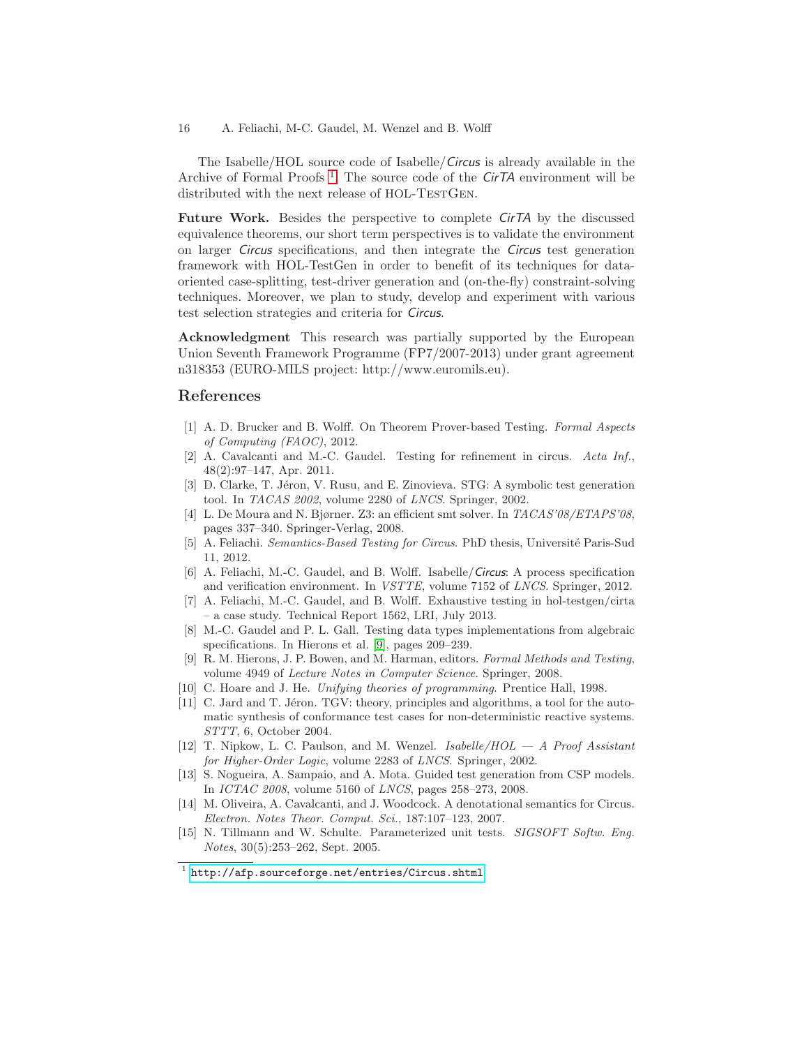The Isabelle/HOL source code of Isabelle/*Circus* is already available in the Archive of Formal Proofs [1]. The source code of the *CirTA* environment will be distributed with the next release of HOL-TestGen.

**Future Work.** Besides the perspective to complete *CirTA* by the discussed equivalence theorems, our short term perspectives is to validate the environment on larger *Circus* specifications, and then integrate the *Circus* test generation framework with HOL-TestGen in order to benefit of its techniques for data-oriented case-splitting, test-driver generation and (on-the-fly) constraint-solving techniques. Moreover, we plan to study, develop and experiment with various test selection strategies and criteria for *Circus*.

**Acknowledgment** This research was partially supported by the European Union Seventh Framework Programme (FP7/2007-2013) under grant agreement n318353 (EURO-MILS project: http://www.euromils.eu).

## References

[1] A. D. Brucker and B. Wolff. On Theorem Prover-based Testing. *Formal Aspects of Computing (FAOC)*, 2012.

[2] A. Cavalcanti and M.-C. Gaudel. Testing for refinement in circus. *Acta Inf.*, 48(2):97–147, Apr. 2011.

[3] D. Clarke, T. Jéron, V. Rusu, and E. Zinovieva. STG: A symbolic test generation tool. In *TACAS 2002*, volume 2280 of *LNCS*. Springer, 2002.

[4] L. De Moura and N. Bjørner. Z3: an efficient smt solver. In *TACAS'08/ETAPS'08*, pages 337–340. Springer-Verlag, 2008.

[5] A. Feliachi. *Semantics-Based Testing for Circus*. PhD thesis, Université Paris-Sud 11, 2012.

[6] A. Feliachi, M.-C. Gaudel, and B. Wolff. Isabelle/*Circus*: A process specification and verification environment. In *VSTTE*, volume 7152 of *LNCS*. Springer, 2012.

[7] A. Feliachi, M.-C. Gaudel, and B. Wolff. Exhaustive testing in hol-testgen/cirta – a case study. Technical Report 1562, LRI, July 2013.

[8] M.-C. Gaudel and P. L. Gall. Testing data types implementations from algebraic specifications. In Hierons et al. [9], pages 209–239.

[9] R. M. Hierons, J. P. Bowen, and M. Harman, editors. *Formal Methods and Testing*, volume 4949 of *Lecture Notes in Computer Science*. Springer, 2008.

[10] C. Hoare and J. He. *Unifying theories of programming*. Prentice Hall, 1998.

[11] C. Jard and T. Jéron. TGV: theory, principles and algorithms, a tool for the automatic synthesis of conformance test cases for non-deterministic reactive systems. *STTT*, 6, October 2004.

[12] T. Nipkow, L. C. Paulson, and M. Wenzel. *Isabelle/HOL — A Proof Assistant for Higher-Order Logic*, volume 2283 of *LNCS*. Springer, 2002.

[13] S. Nogueira, A. Sampaio, and A. Mota. Guided test generation from CSP models. In *ICTAC 2008*, volume 5160 of *LNCS*, pages 258–273, 2008.

[14] M. Oliveira, A. Cavalcanti, and J. Woodcock. A denotational semantics for Circus. *Electron. Notes Theor. Comput. Sci.*, 187:107–123, 2007.

[15] N. Tillmann and W. Schulte. Parameterized unit tests. *SIGSOFT Softw. Eng. Notes*, 30(5):253–262, Sept. 2005.

---

[1] http://afp.sourceforge.net/entries/Circus.shtml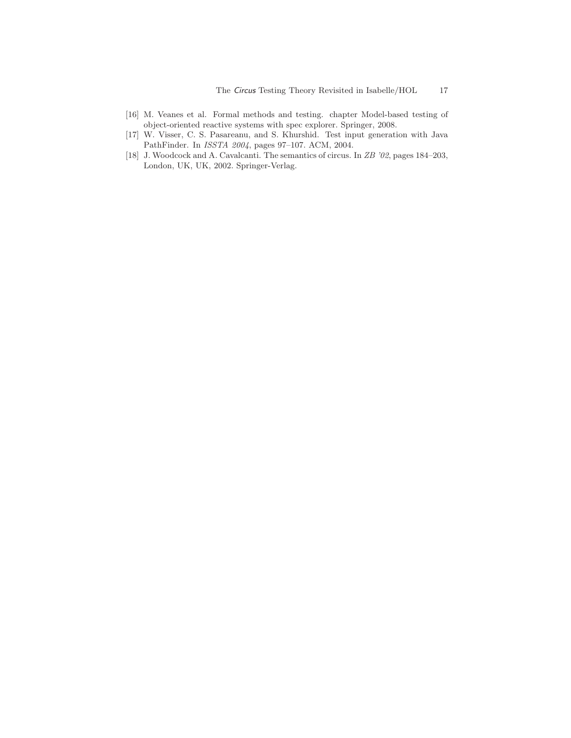[16] M. Veanes et al. Formal methods and testing. chapter Model-based testing of object-oriented reactive systems with spec explorer. Springer, 2008.

[17] W. Visser, C. S. Pasareanu, and S. Khurshid. Test input generation with Java PathFinder. In *ISSTA 2004*, pages 97–107. ACM, 2004.

[18] J. Woodcock and A. Cavalcanti. The semantics of circus. In *ZB '02*, pages 184–203, London, UK, UK, 2002. Springer-Verlag.